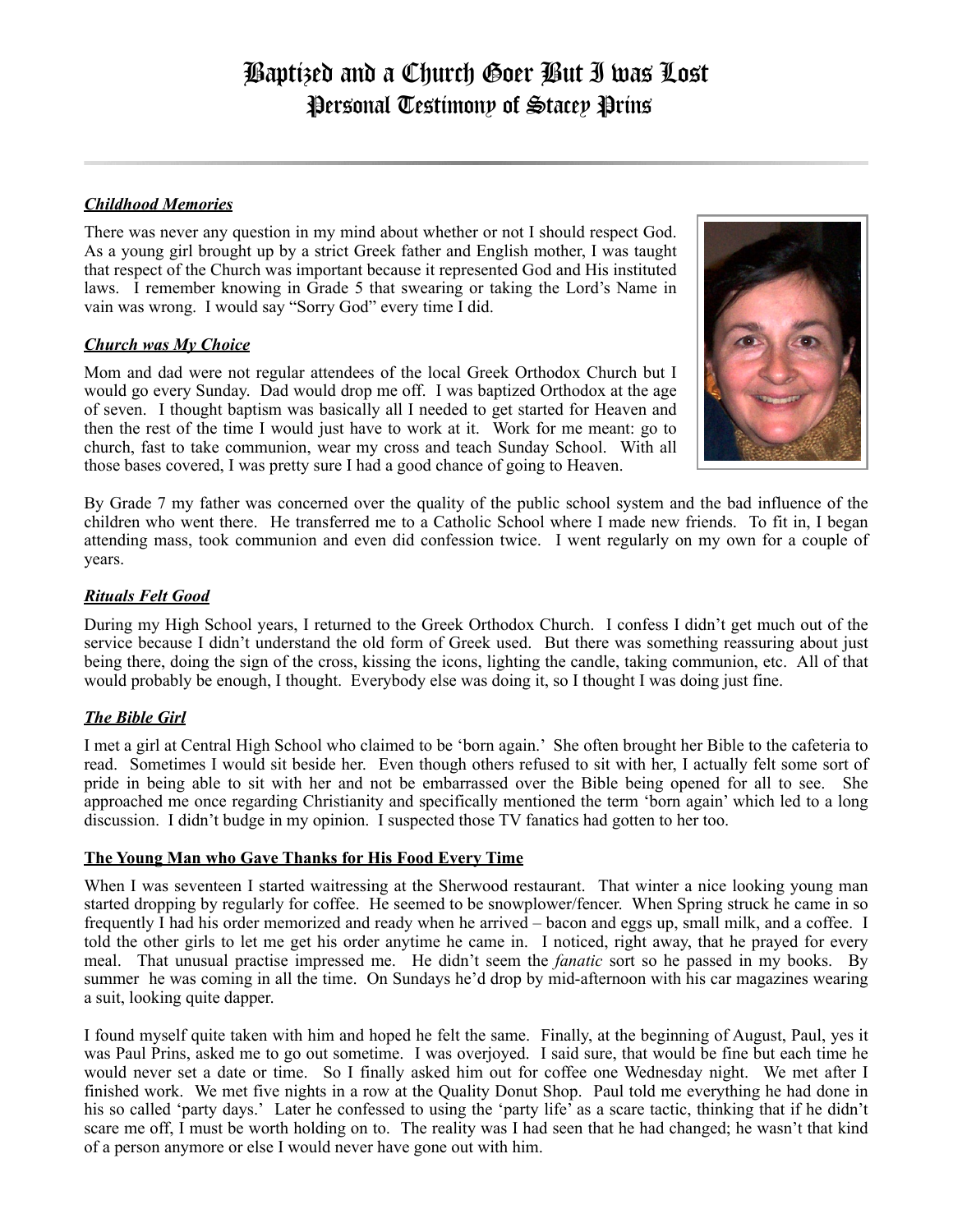# Baptized and a Church Goer But I was Lost

## Personal Testimony of Stacey Prins

---

***Childhood Memories***

There was never any question in my mind about whether or not I should respect God. As a young girl brought up by a strict Greek father and English mother, I was taught that respect of the Church was important because it represented God and His instituted laws. I remember knowing in Grade 5 that swearing or taking the Lord's Name in vain was wrong. I would say "Sorry God" every time I did.

***Church was My Choice***

Mom and dad were not regular attendees of the local Greek Orthodox Church but I would go every Sunday. Dad would drop me off. I was baptized Orthodox at the age of seven. I thought baptism was basically all I needed to get started for Heaven and then the rest of the time I would just have to work at it. Work for me meant: go to church, fast to take communion, wear my cross and teach Sunday School. With all those bases covered, I was pretty sure I had a good chance of going to Heaven.

By Grade 7 my father was concerned over the quality of the public school system and the bad influence of the children who went there. He transferred me to a Catholic School where I made new friends. To fit in, I began attending mass, took communion and even did confession twice. I went regularly on my own for a couple of years.

***Rituals Felt Good***

During my High School years, I returned to the Greek Orthodox Church. I confess I didn't get much out of the service because I didn't understand the old form of Greek used. But there was something reassuring about just being there, doing the sign of the cross, kissing the icons, lighting the candle, taking communion, etc. All of that would probably be enough, I thought. Everybody else was doing it, so I thought I was doing just fine.

***The Bible Girl***

I met a girl at Central High School who claimed to be 'born again.' She often brought her Bible to the cafeteria to read. Sometimes I would sit beside her. Even though others refused to sit with her, I actually felt some sort of pride in being able to sit with her and not be embarrassed over the Bible being opened for all to see. She approached me once regarding Christianity and specifically mentioned the term 'born again' which led to a long discussion. I didn't budge in my opinion. I suspected those TV fanatics had gotten to her too.

**The Young Man who Gave Thanks for His Food Every Time**

When I was seventeen I started waitressing at the Sherwood restaurant. That winter a nice looking young man started dropping by regularly for coffee. He seemed to be snowplower/fencer. When Spring struck he came in so frequently I had his order memorized and ready when he arrived – bacon and eggs up, small milk, and a coffee. I told the other girls to let me get his order anytime he came in. I noticed, right away, that he prayed for every meal. That unusual practise impressed me. He didn't seem the *fanatic* sort so he passed in my books. By summer he was coming in all the time. On Sundays he'd drop by mid-afternoon with his car magazines wearing a suit, looking quite dapper.

I found myself quite taken with him and hoped he felt the same. Finally, at the beginning of August, Paul, yes it was Paul Prins, asked me to go out sometime. I was overjoyed. I said sure, that would be fine but each time he would never set a date or time. So I finally asked him out for coffee one Wednesday night. We met after I finished work. We met five nights in a row at the Quality Donut Shop. Paul told me everything he had done in his so called 'party days.' Later he confessed to using the 'party life' as a scare tactic, thinking that if he didn't scare me off, I must be worth holding on to. The reality was I had seen that he had changed; he wasn't that kind of a person anymore or else I would never have gone out with him.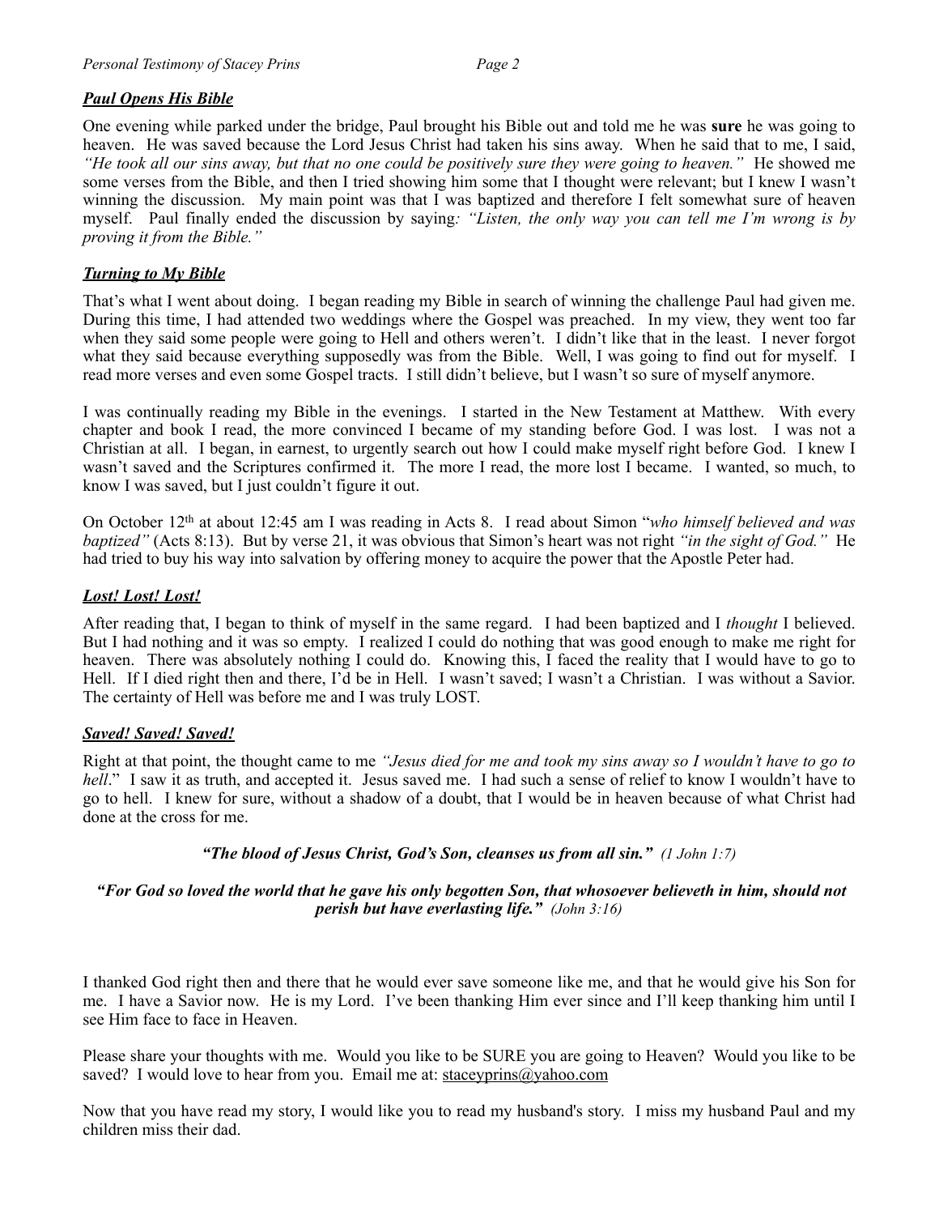### ***Paul Opens His Bible***

One evening while parked under the bridge, Paul brought his Bible out and told me he was **sure** he was going to heaven. He was saved because the Lord Jesus Christ had taken his sins away. When he said that to me, I said, *"He took all our sins away, but that no one could be positively sure they were going to heaven."* He showed me some verses from the Bible, and then I tried showing him some that I thought were relevant; but I knew I wasn't winning the discussion. My main point was that I was baptized and therefore I felt somewhat sure of heaven myself. Paul finally ended the discussion by saying*: "Listen, the only way you can tell me I'm wrong is by proving it from the Bible."*

### ***Turning to My Bible***

That's what I went about doing. I began reading my Bible in search of winning the challenge Paul had given me. During this time, I had attended two weddings where the Gospel was preached. In my view, they went too far when they said some people were going to Hell and others weren't. I didn't like that in the least. I never forgot what they said because everything supposedly was from the Bible. Well, I was going to find out for myself. I read more verses and even some Gospel tracts. I still didn't believe, but I wasn't so sure of myself anymore.

I was continually reading my Bible in the evenings. I started in the New Testament at Matthew. With every chapter and book I read, the more convinced I became of my standing before God. I was lost. I was not a Christian at all. I began, in earnest, to urgently search out how I could make myself right before God. I knew I wasn't saved and the Scriptures confirmed it. The more I read, the more lost I became. I wanted, so much, to know I was saved, but I just couldn't figure it out.

On October 12th at about 12:45 am I was reading in Acts 8. I read about Simon "*who himself believed and was baptized"* (Acts 8:13). But by verse 21, it was obvious that Simon's heart was not right *"in the sight of God."* He had tried to buy his way into salvation by offering money to acquire the power that the Apostle Peter had.

### ***Lost! Lost! Lost!***

After reading that, I began to think of myself in the same regard. I had been baptized and I *thought* I believed. But I had nothing and it was so empty. I realized I could do nothing that was good enough to make me right for heaven. There was absolutely nothing I could do. Knowing this, I faced the reality that I would have to go to Hell. If I died right then and there, I'd be in Hell. I wasn't saved; I wasn't a Christian. I was without a Savior. The certainty of Hell was before me and I was truly LOST.

### ***Saved! Saved! Saved!***

Right at that point, the thought came to me *"Jesus died for me and took my sins away so I wouldn't have to go to hell*." I saw it as truth, and accepted it. Jesus saved me. I had such a sense of relief to know I wouldn't have to go to hell. I knew for sure, without a shadow of a doubt, that I would be in heaven because of what Christ had done at the cross for me.

***"The blood of Jesus Christ, God's Son, cleanses us from all sin."*** *(1 John 1:7)*

***"For God so loved the world that he gave his only begotten Son, that whosoever believeth in him, should not perish but have everlasting life."*** *(John 3:16)*

I thanked God right then and there that he would ever save someone like me, and that he would give his Son for me. I have a Savior now. He is my Lord. I've been thanking Him ever since and I'll keep thanking him until I see Him face to face in Heaven.

Please share your thoughts with me. Would you like to be SURE you are going to Heaven? Would you like to be saved? I would love to hear from you. Email me at: staceyprins@yahoo.com

Now that you have read my story, I would like you to read my husband's story. I miss my husband Paul and my children miss their dad.